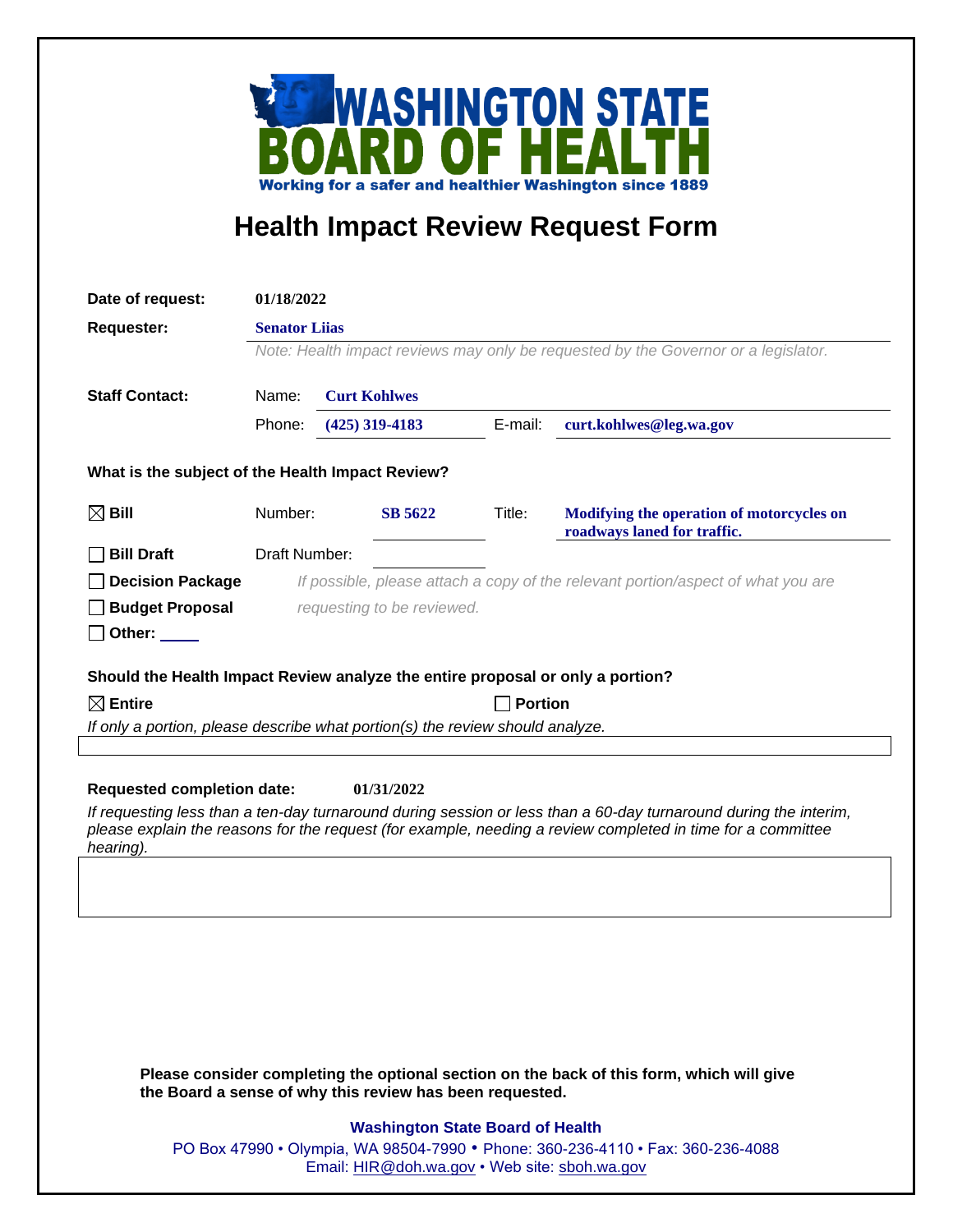**WASHINGTON STATE BOARD OF HEALTH**

**Working for a safer and healthier Washington since 1889**

# Health Impact Review Request Form

**Date of request:** 01/18/2022

**Requester:** Senator Liias

*Note: Health impact reviews may only be requested by the Governor or a legislator.*

**Staff Contact:**

Name: Curt Kohlwes

Phone: (425) 319-4183 E-mail: curt.kohlwes@leg.wa.gov

**What is the subject of the Health Impact Review?**

☒ **Bill** Number: SB 5622 Title: Modifying the operation of motorcycles on roadways laned for traffic.

☐ **Bill Draft** Draft Number:

☐ **Decision Package**

☐ **Budget Proposal**

☐ **Other:** \_\_\_\_

*If possible, please attach a copy of the relevant portion/aspect of what you are requesting to be reviewed.*

**Should the Health Impact Review analyze the entire proposal or only a portion?**

☒ **Entire** ☐ **Portion**

*If only a portion, please describe what portion(s) the review should analyze.*

**Requested completion date:** 01/31/2022

*If requesting less than a ten-day turnaround during session or less than a 60-day turnaround during the interim, please explain the reasons for the request (for example, needing a review completed in time for a committee hearing).*

**Please consider completing the optional section on the back of this form, which will give the Board a sense of why this review has been requested.**

**Washington State Board of Health**

PO Box 47990 • Olympia, WA 98504-7990 • Phone: 360-236-4110 • Fax: 360-236-4088

Email: HIR@doh.wa.gov • Web site: sboh.wa.gov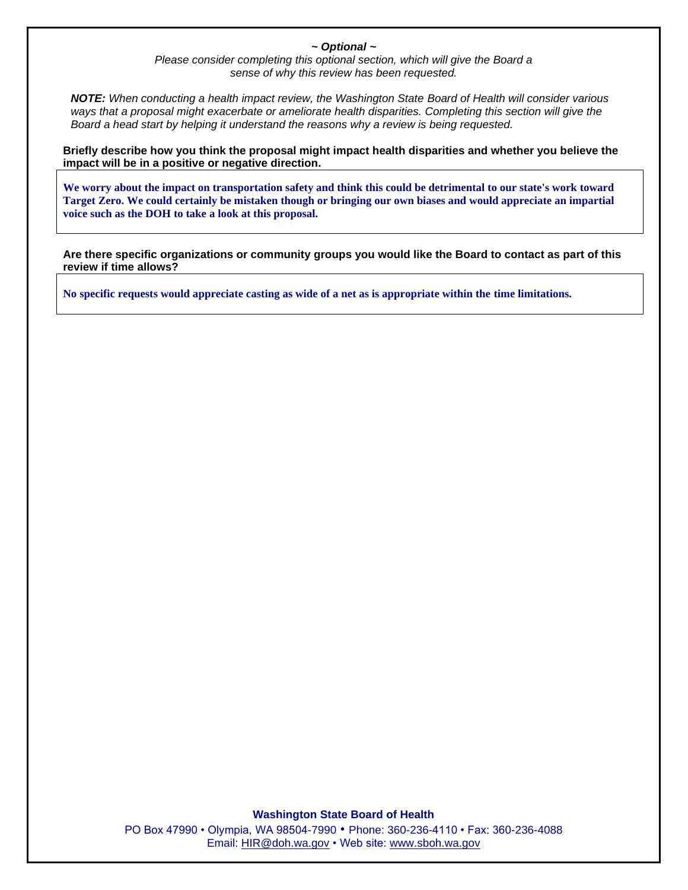***~ Optional ~***

*Please consider completing this optional section, which will give the Board a sense of why this review has been requested.*

***NOTE:*** *When conducting a health impact review, the Washington State Board of Health will consider various ways that a proposal might exacerbate or ameliorate health disparities. Completing this section will give the Board a head start by helping it understand the reasons why a review is being requested.*

**Briefly describe how you think the proposal might impact health disparities and whether you believe the impact will be in a positive or negative direction.**

**We worry about the impact on transportation safety and think this could be detrimental to our state's work toward Target Zero. We could certainly be mistaken though or bringing our own biases and would appreciate an impartial voice such as the DOH to take a look at this proposal.**

**Are there specific organizations or community groups you would like the Board to contact as part of this review if time allows?**

**No specific requests would appreciate casting as wide of a net as is appropriate within the time limitations.**

**Washington State Board of Health**

PO Box 47990 • Olympia, WA 98504-7990 • Phone: 360-236-4110 • Fax: 360-236-4088
Email: HIR@doh.wa.gov • Web site: www.sboh.wa.gov